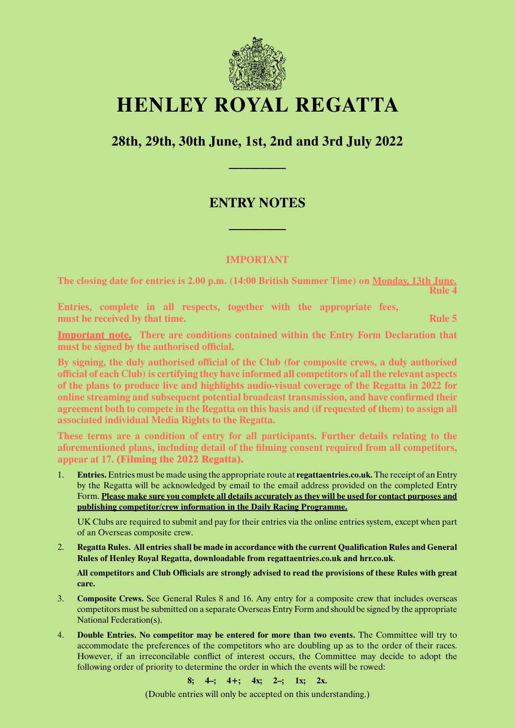# HENLEY ROYAL REGATTA

## 28th, 29th, 30th June, 1st, 2nd and 3rd July 2022

---

## ENTRY NOTES

---

**IMPORTANT**

**The closing date for entries is 2.00 p.m. (14:00 British Summer Time) on Monday, 13th June.** **Rule 4**

**Entries, complete in all respects, together with the appropriate fees, must be received by that time.** **Rule 5**

**Important note.** **There are conditions contained within the Entry Form Declaration that must be signed by the authorised official.**

**By signing, the duly authorised official of the Club (for composite crews, a duly authorised official of each Club) is certifying they have informed all competitors of all the relevant aspects of the plans to produce live and highlights audio-visual coverage of the Regatta in 2022 for online streaming and subsequent potential broadcast transmission, and have confirmed their agreement both to compete in the Regatta on this basis and (if requested of them) to assign all associated individual Media Rights to the Regatta.**

**These terms are a condition of entry for all participants. Further details relating to the aforementioned plans, including detail of the filming consent required from all competitors, appear at 17. (Filming the 2022 Regatta).**

1. **Entries.** Entries must be made using the appropriate route at **regattaentries.co.uk.** The receipt of an Entry by the Regatta will be acknowledged by email to the email address provided on the completed Entry Form. **Please make sure you complete all details accurately as they will be used for contact purposes and publishing competitor/crew information in the Daily Racing Programme.**

   UK Clubs are required to submit and pay for their entries via the online entries system, except when part of an Overseas composite crew.

2. **Regatta Rules. All entries shall be made in accordance with the current Qualification Rules and General Rules of Henley Royal Regatta, downloadable from regattaentries.co.uk and hrr.co.uk**.

   **All competitors and Club Officials are strongly advised to read the provisions of these Rules with great care.**

3. **Composite Crews.** See General Rules 8 and 16. Any entry for a composite crew that includes overseas competitors must be submitted on a separate Overseas Entry Form and should be signed by the appropriate National Federation(s).

4. **Double Entries. No competitor may be entered for more than two events.** The Committee will try to accommodate the preferences of the competitors who are doubling up as to the order of their races. However, if an irreconcilable conflict of interest occurs, the Committee may decide to adopt the following order of priority to determine the order in which the events will be rowed:

   **8; 4–; 4+; 4x; 2–; 1x; 2x.**

   (Double entries will only be accepted on this understanding.)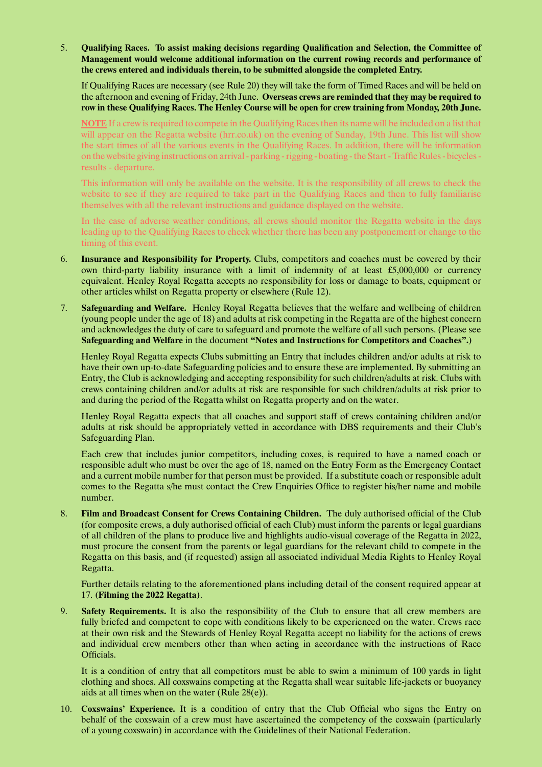5. **Qualifying Races. To assist making decisions regarding Qualification and Selection, the Committee of Management would welcome additional information on the current rowing records and performance of the crews entered and individuals therein, to be submitted alongside the completed Entry.**

   If Qualifying Races are necessary (see Rule 20) they will take the form of Timed Races and will be held on the afternoon and evening of Friday, 24th June. **Overseas crews are reminded that they may be required to row in these Qualifying Races. The Henley Course will be open for crew training from Monday, 20th June.**

   **NOTE** If a crew is required to compete in the Qualifying Races then its name will be included on a list that will appear on the Regatta website (hrr.co.uk) on the evening of Sunday, 19th June. This list will show the start times of all the various events in the Qualifying Races. In addition, there will be information on the website giving instructions on arrival - parking - rigging - boating - the Start - Traffic Rules - bicycles - results - departure.

   This information will only be available on the website. It is the responsibility of all crews to check the website to see if they are required to take part in the Qualifying Races and then to fully familiarise themselves with all the relevant instructions and guidance displayed on the website.

   In the case of adverse weather conditions, all crews should monitor the Regatta website in the days leading up to the Qualifying Races to check whether there has been any postponement or change to the timing of this event.

6. **Insurance and Responsibility for Property.** Clubs, competitors and coaches must be covered by their own third-party liability insurance with a limit of indemnity of at least £5,000,000 or currency equivalent. Henley Royal Regatta accepts no responsibility for loss or damage to boats, equipment or other articles whilst on Regatta property or elsewhere (Rule 12).

7. **Safeguarding and Welfare.** Henley Royal Regatta believes that the welfare and wellbeing of children (young people under the age of 18) and adults at risk competing in the Regatta are of the highest concern and acknowledges the duty of care to safeguard and promote the welfare of all such persons. (Please see **Safeguarding and Welfare** in the document **"Notes and Instructions for Competitors and Coaches".)**

   Henley Royal Regatta expects Clubs submitting an Entry that includes children and/or adults at risk to have their own up-to-date Safeguarding policies and to ensure these are implemented. By submitting an Entry, the Club is acknowledging and accepting responsibility for such children/adults at risk. Clubs with crews containing children and/or adults at risk are responsible for such children/adults at risk prior to and during the period of the Regatta whilst on Regatta property and on the water.

   Henley Royal Regatta expects that all coaches and support staff of crews containing children and/or adults at risk should be appropriately vetted in accordance with DBS requirements and their Club's Safeguarding Plan.

   Each crew that includes junior competitors, including coxes, is required to have a named coach or responsible adult who must be over the age of 18, named on the Entry Form as the Emergency Contact and a current mobile number for that person must be provided. If a substitute coach or responsible adult comes to the Regatta s/he must contact the Crew Enquiries Office to register his/her name and mobile number.

8. **Film and Broadcast Consent for Crews Containing Children.** The duly authorised official of the Club (for composite crews, a duly authorised official of each Club) must inform the parents or legal guardians of all children of the plans to produce live and highlights audio-visual coverage of the Regatta in 2022, must procure the consent from the parents or legal guardians for the relevant child to compete in the Regatta on this basis, and (if requested) assign all associated individual Media Rights to Henley Royal Regatta.

   Further details relating to the aforementioned plans including detail of the consent required appear at 17. **(Filming the 2022 Regatta)**.

9. **Safety Requirements.** It is also the responsibility of the Club to ensure that all crew members are fully briefed and competent to cope with conditions likely to be experienced on the water. Crews race at their own risk and the Stewards of Henley Royal Regatta accept no liability for the actions of crews and individual crew members other than when acting in accordance with the instructions of Race Officials.

   It is a condition of entry that all competitors must be able to swim a minimum of 100 yards in light clothing and shoes. All coxswains competing at the Regatta shall wear suitable life-jackets or buoyancy aids at all times when on the water (Rule 28(e)).

10. **Coxswains' Experience.** It is a condition of entry that the Club Official who signs the Entry on behalf of the coxswain of a crew must have ascertained the competency of the coxswain (particularly of a young coxswain) in accordance with the Guidelines of their National Federation.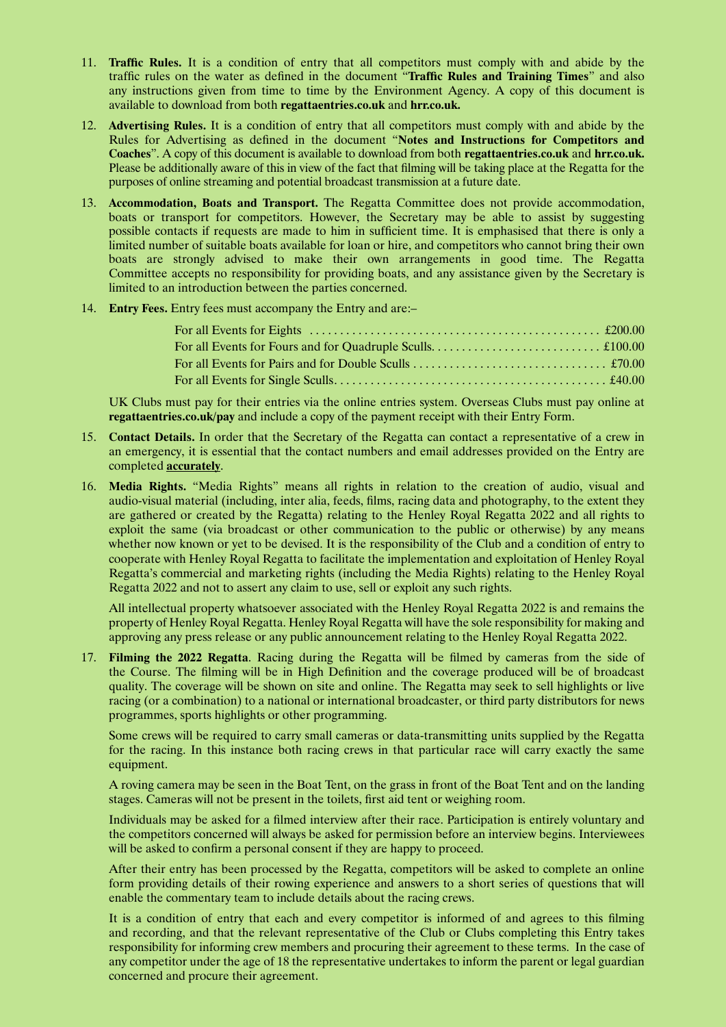11. **Traffic Rules.** It is a condition of entry that all competitors must comply with and abide by the traffic rules on the water as defined in the document "**Traffic Rules and Training Times**" and also any instructions given from time to time by the Environment Agency. A copy of this document is available to download from both **regattaentries.co.uk** and **hrr.co.uk.**

12. **Advertising Rules.** It is a condition of entry that all competitors must comply with and abide by the Rules for Advertising as defined in the document "**Notes and Instructions for Competitors and Coaches**". A copy of this document is available to download from both **regattaentries.co.uk** and **hrr.co.uk.** Please be additionally aware of this in view of the fact that filming will be taking place at the Regatta for the purposes of online streaming and potential broadcast transmission at a future date.

13. **Accommodation, Boats and Transport.** The Regatta Committee does not provide accommodation, boats or transport for competitors. However, the Secretary may be able to assist by suggesting possible contacts if requests are made to him in sufficient time. It is emphasised that there is only a limited number of suitable boats available for loan or hire, and competitors who cannot bring their own boats are strongly advised to make their own arrangements in good time. The Regatta Committee accepts no responsibility for providing boats, and any assistance given by the Secretary is limited to an introduction between the parties concerned.

14. **Entry Fees.** Entry fees must accompany the Entry and are:–

    | | |
    |---|---|
    | For all Events for Eights | £200.00 |
    | For all Events for Fours and for Quadruple Sculls | £100.00 |
    | For all Events for Pairs and for Double Sculls | £70.00 |
    | For all Events for Single Sculls | £40.00 |

    UK Clubs must pay for their entries via the online entries system. Overseas Clubs must pay online at **regattaentries.co.uk/pay** and include a copy of the payment receipt with their Entry Form.

15. **Contact Details.** In order that the Secretary of the Regatta can contact a representative of a crew in an emergency, it is essential that the contact numbers and email addresses provided on the Entry are completed **accurately**.

16. **Media Rights.** "Media Rights" means all rights in relation to the creation of audio, visual and audio-visual material (including, inter alia, feeds, films, racing data and photography, to the extent they are gathered or created by the Regatta) relating to the Henley Royal Regatta 2022 and all rights to exploit the same (via broadcast or other communication to the public or otherwise) by any means whether now known or yet to be devised. It is the responsibility of the Club and a condition of entry to cooperate with Henley Royal Regatta to facilitate the implementation and exploitation of Henley Royal Regatta's commercial and marketing rights (including the Media Rights) relating to the Henley Royal Regatta 2022 and not to assert any claim to use, sell or exploit any such rights.

    All intellectual property whatsoever associated with the Henley Royal Regatta 2022 is and remains the property of Henley Royal Regatta. Henley Royal Regatta will have the sole responsibility for making and approving any press release or any public announcement relating to the Henley Royal Regatta 2022.

17. **Filming the 2022 Regatta**. Racing during the Regatta will be filmed by cameras from the side of the Course. The filming will be in High Definition and the coverage produced will be of broadcast quality. The coverage will be shown on site and online. The Regatta may seek to sell highlights or live racing (or a combination) to a national or international broadcaster, or third party distributors for news programmes, sports highlights or other programming.

    Some crews will be required to carry small cameras or data-transmitting units supplied by the Regatta for the racing. In this instance both racing crews in that particular race will carry exactly the same equipment.

    A roving camera may be seen in the Boat Tent, on the grass in front of the Boat Tent and on the landing stages. Cameras will not be present in the toilets, first aid tent or weighing room.

    Individuals may be asked for a filmed interview after their race. Participation is entirely voluntary and the competitors concerned will always be asked for permission before an interview begins. Interviewees will be asked to confirm a personal consent if they are happy to proceed.

    After their entry has been processed by the Regatta, competitors will be asked to complete an online form providing details of their rowing experience and answers to a short series of questions that will enable the commentary team to include details about the racing crews.

    It is a condition of entry that each and every competitor is informed of and agrees to this filming and recording, and that the relevant representative of the Club or Clubs completing this Entry takes responsibility for informing crew members and procuring their agreement to these terms. In the case of any competitor under the age of 18 the representative undertakes to inform the parent or legal guardian concerned and procure their agreement.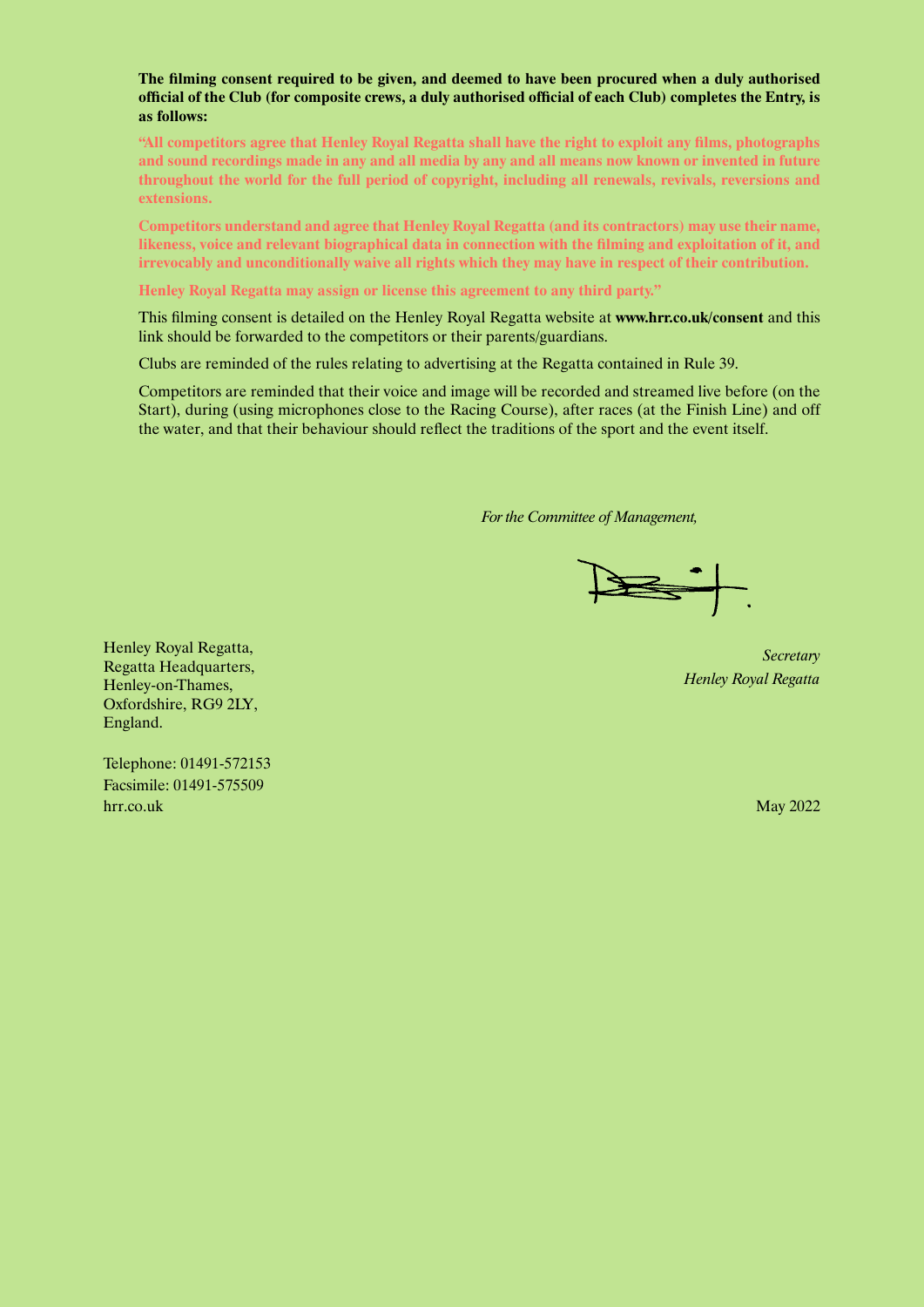**The filming consent required to be given, and deemed to have been procured when a duly authorised official of the Club (for composite crews, a duly authorised official of each Club) completes the Entry, is as follows:**

**"All competitors agree that Henley Royal Regatta shall have the right to exploit any films, photographs and sound recordings made in any and all media by any and all means now known or invented in future throughout the world for the full period of copyright, including all renewals, revivals, reversions and extensions.**

**Competitors understand and agree that Henley Royal Regatta (and its contractors) may use their name, likeness, voice and relevant biographical data in connection with the filming and exploitation of it, and irrevocably and unconditionally waive all rights which they may have in respect of their contribution.**

**Henley Royal Regatta may assign or license this agreement to any third party."**

This filming consent is detailed on the Henley Royal Regatta website at **www.hrr.co.uk/consent** and this link should be forwarded to the competitors or their parents/guardians.

Clubs are reminded of the rules relating to advertising at the Regatta contained in Rule 39.

Competitors are reminded that their voice and image will be recorded and streamed live before (on the Start), during (using microphones close to the Racing Course), after races (at the Finish Line) and off the water, and that their behaviour should reflect the traditions of the sport and the event itself.

*For the Committee of Management,*

*Secretary*
*Henley Royal Regatta*

Henley Royal Regatta,
Regatta Headquarters,
Henley-on-Thames,
Oxfordshire, RG9 2LY,
England.

Telephone: 01491-572153
Facsimile: 01491-575509
hrr.co.uk

May 2022